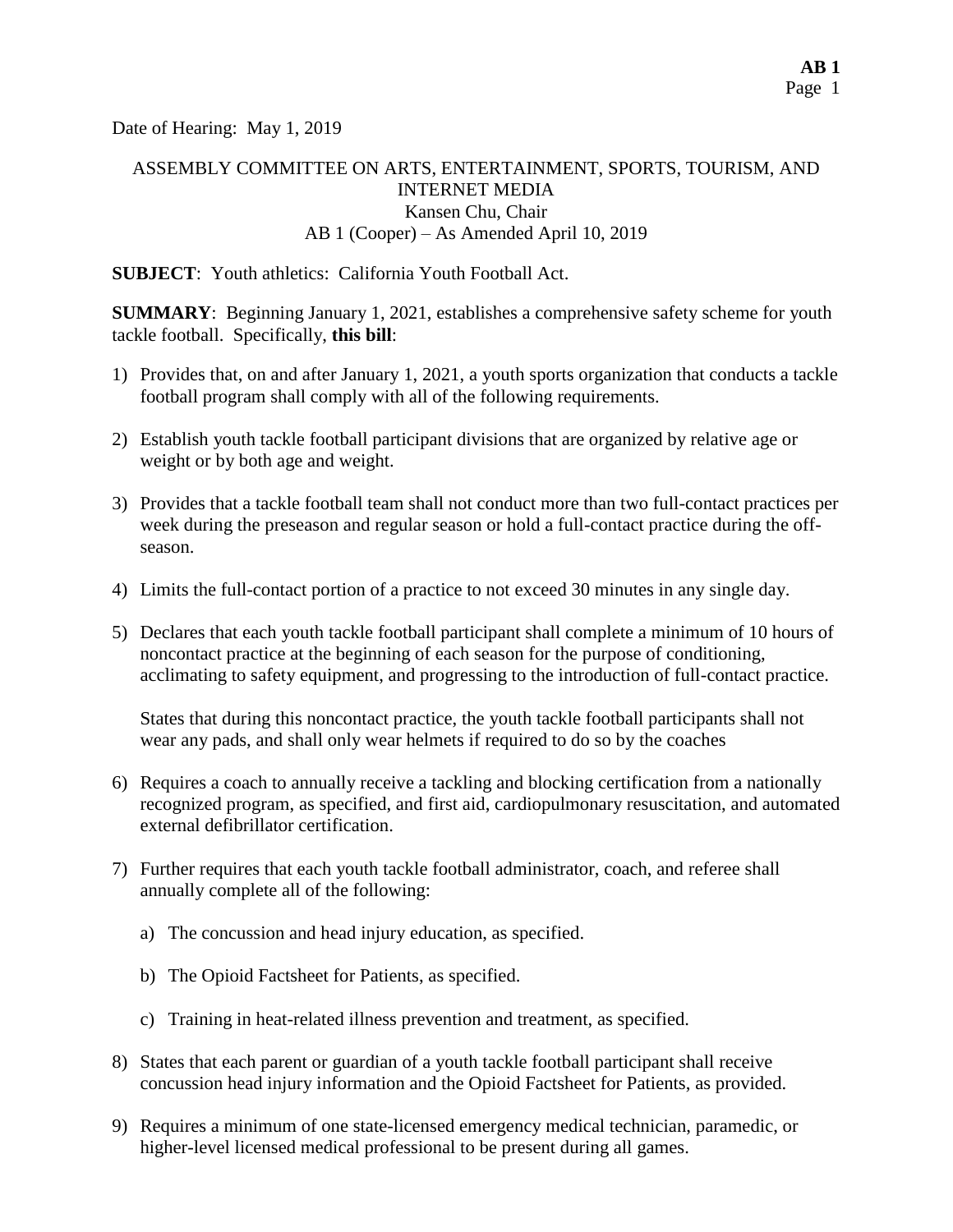Date of Hearing: May 1, 2019

ASSEMBLY COMMITTEE ON ARTS, ENTERTAINMENT, SPORTS, TOURISM, AND INTERNET MEDIA
Kansen Chu, Chair
AB 1 (Cooper) – As Amended April 10, 2019

**SUBJECT**: Youth athletics: California Youth Football Act.

**SUMMARY**: Beginning January 1, 2021, establishes a comprehensive safety scheme for youth tackle football. Specifically, **this bill**:

1) Provides that, on and after January 1, 2021, a youth sports organization that conducts a tackle football program shall comply with all of the following requirements.

2) Establish youth tackle football participant divisions that are organized by relative age or weight or by both age and weight.

3) Provides that a tackle football team shall not conduct more than two full-contact practices per week during the preseason and regular season or hold a full-contact practice during the off-season.

4) Limits the full-contact portion of a practice to not exceed 30 minutes in any single day.

5) Declares that each youth tackle football participant shall complete a minimum of 10 hours of noncontact practice at the beginning of each season for the purpose of conditioning, acclimating to safety equipment, and progressing to the introduction of full-contact practice.

   States that during this noncontact practice, the youth tackle football participants shall not wear any pads, and shall only wear helmets if required to do so by the coaches

6) Requires a coach to annually receive a tackling and blocking certification from a nationally recognized program, as specified, and first aid, cardiopulmonary resuscitation, and automated external defibrillator certification.

7) Further requires that each youth tackle football administrator, coach, and referee shall annually complete all of the following:

   a) The concussion and head injury education, as specified.

   b) The Opioid Factsheet for Patients, as specified.

   c) Training in heat-related illness prevention and treatment, as specified.

8) States that each parent or guardian of a youth tackle football participant shall receive concussion head injury information and the Opioid Factsheet for Patients, as provided.

9) Requires a minimum of one state-licensed emergency medical technician, paramedic, or higher-level licensed medical professional to be present during all games.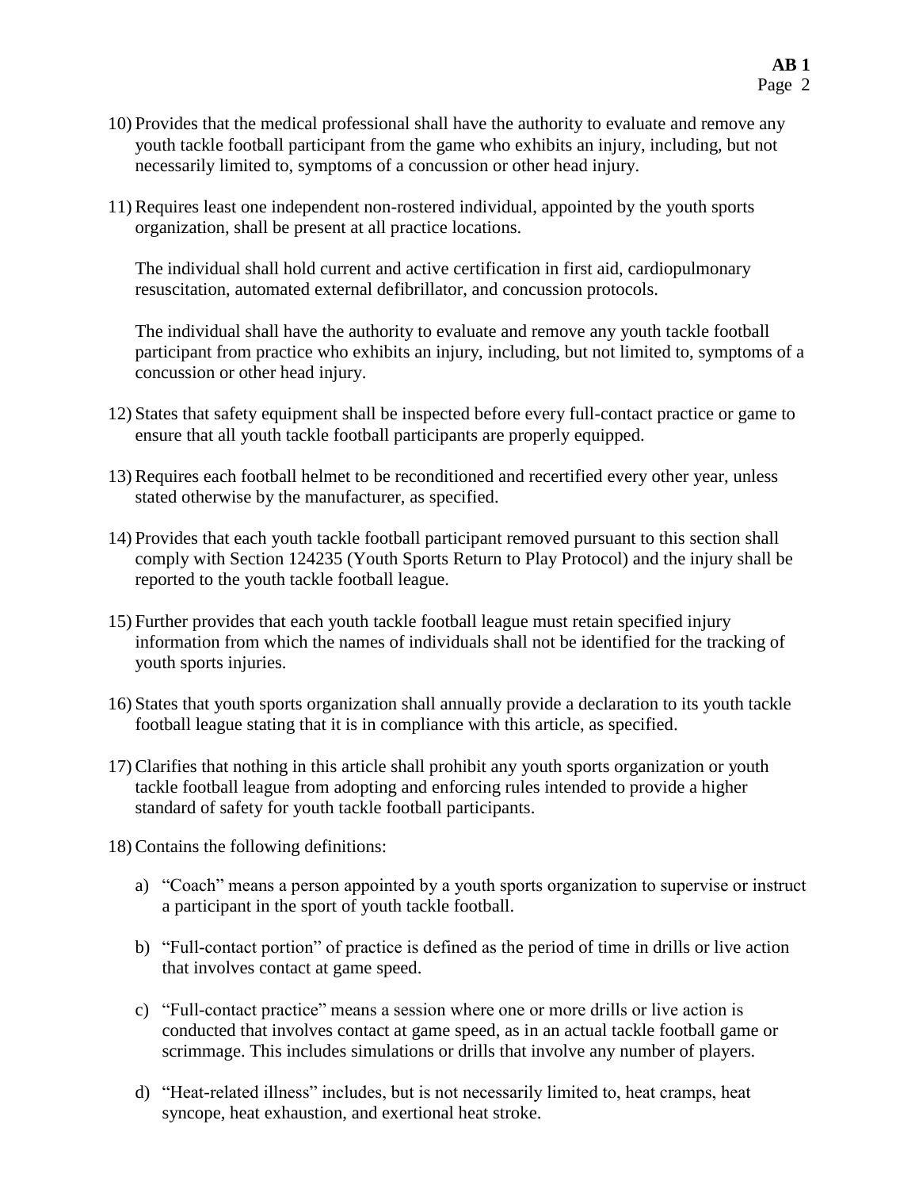10) Provides that the medical professional shall have the authority to evaluate and remove any youth tackle football participant from the game who exhibits an injury, including, but not necessarily limited to, symptoms of a concussion or other head injury.

11) Requires least one independent non-rostered individual, appointed by the youth sports organization, shall be present at all practice locations.

    The individual shall hold current and active certification in first aid, cardiopulmonary resuscitation, automated external defibrillator, and concussion protocols.

    The individual shall have the authority to evaluate and remove any youth tackle football participant from practice who exhibits an injury, including, but not limited to, symptoms of a concussion or other head injury.

12) States that safety equipment shall be inspected before every full-contact practice or game to ensure that all youth tackle football participants are properly equipped.

13) Requires each football helmet to be reconditioned and recertified every other year, unless stated otherwise by the manufacturer, as specified.

14) Provides that each youth tackle football participant removed pursuant to this section shall comply with Section 124235 (Youth Sports Return to Play Protocol) and the injury shall be reported to the youth tackle football league.

15) Further provides that each youth tackle football league must retain specified injury information from which the names of individuals shall not be identified for the tracking of youth sports injuries.

16) States that youth sports organization shall annually provide a declaration to its youth tackle football league stating that it is in compliance with this article, as specified.

17) Clarifies that nothing in this article shall prohibit any youth sports organization or youth tackle football league from adopting and enforcing rules intended to provide a higher standard of safety for youth tackle football participants.

18) Contains the following definitions:

    a) "Coach" means a person appointed by a youth sports organization to supervise or instruct a participant in the sport of youth tackle football.

    b) "Full-contact portion" of practice is defined as the period of time in drills or live action that involves contact at game speed.

    c) "Full-contact practice" means a session where one or more drills or live action is conducted that involves contact at game speed, as in an actual tackle football game or scrimmage. This includes simulations or drills that involve any number of players.

    d) "Heat-related illness" includes, but is not necessarily limited to, heat cramps, heat syncope, heat exhaustion, and exertional heat stroke.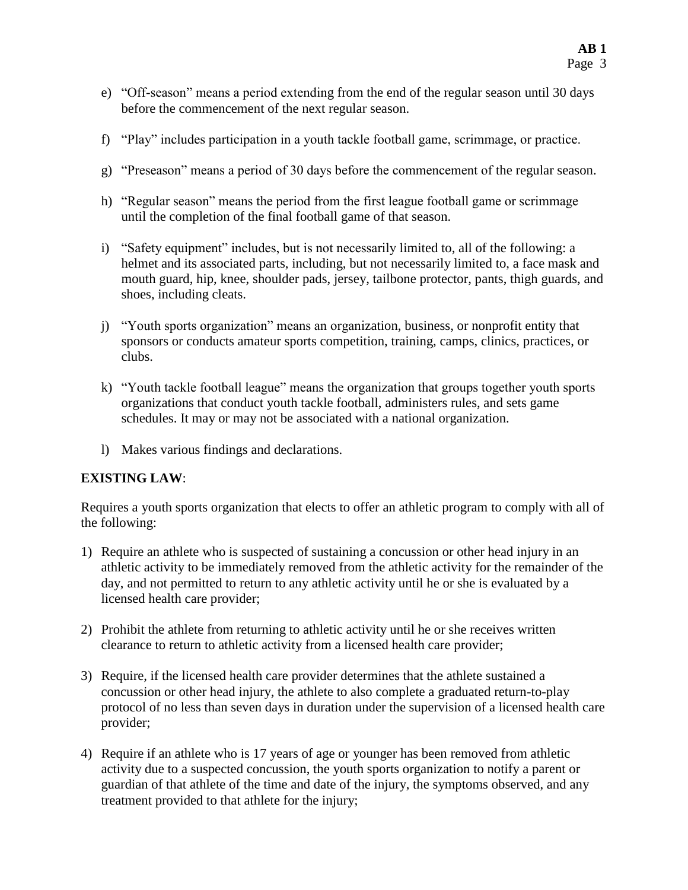e) "Off-season" means a period extending from the end of the regular season until 30 days before the commencement of the next regular season.

f) "Play" includes participation in a youth tackle football game, scrimmage, or practice.

g) "Preseason" means a period of 30 days before the commencement of the regular season.

h) "Regular season" means the period from the first league football game or scrimmage until the completion of the final football game of that season.

i) "Safety equipment" includes, but is not necessarily limited to, all of the following: a helmet and its associated parts, including, but not necessarily limited to, a face mask and mouth guard, hip, knee, shoulder pads, jersey, tailbone protector, pants, thigh guards, and shoes, including cleats.

j) "Youth sports organization" means an organization, business, or nonprofit entity that sponsors or conducts amateur sports competition, training, camps, clinics, practices, or clubs.

k) "Youth tackle football league" means the organization that groups together youth sports organizations that conduct youth tackle football, administers rules, and sets game schedules. It may or may not be associated with a national organization.

l) Makes various findings and declarations.

**EXISTING LAW**:

Requires a youth sports organization that elects to offer an athletic program to comply with all of the following:

1) Require an athlete who is suspected of sustaining a concussion or other head injury in an athletic activity to be immediately removed from the athletic activity for the remainder of the day, and not permitted to return to any athletic activity until he or she is evaluated by a licensed health care provider;

2) Prohibit the athlete from returning to athletic activity until he or she receives written clearance to return to athletic activity from a licensed health care provider;

3) Require, if the licensed health care provider determines that the athlete sustained a concussion or other head injury, the athlete to also complete a graduated return-to-play protocol of no less than seven days in duration under the supervision of a licensed health care provider;

4) Require if an athlete who is 17 years of age or younger has been removed from athletic activity due to a suspected concussion, the youth sports organization to notify a parent or guardian of that athlete of the time and date of the injury, the symptoms observed, and any treatment provided to that athlete for the injury;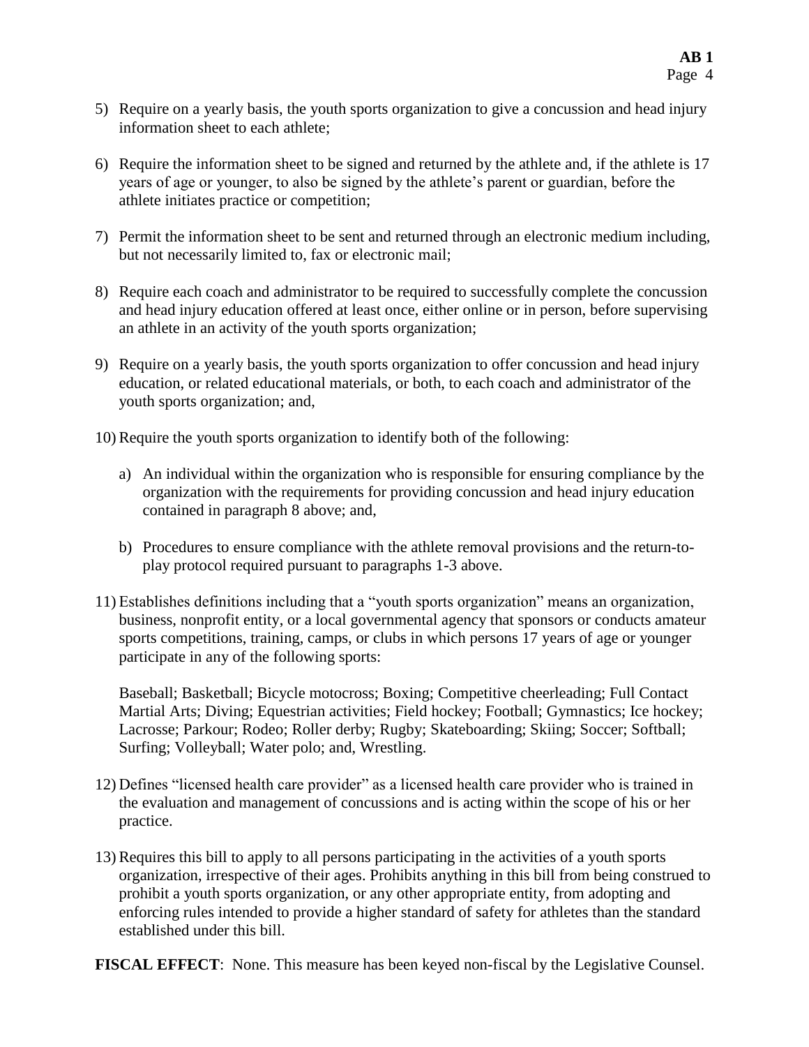5) Require on a yearly basis, the youth sports organization to give a concussion and head injury information sheet to each athlete;

6) Require the information sheet to be signed and returned by the athlete and, if the athlete is 17 years of age or younger, to also be signed by the athlete's parent or guardian, before the athlete initiates practice or competition;

7) Permit the information sheet to be sent and returned through an electronic medium including, but not necessarily limited to, fax or electronic mail;

8) Require each coach and administrator to be required to successfully complete the concussion and head injury education offered at least once, either online or in person, before supervising an athlete in an activity of the youth sports organization;

9) Require on a yearly basis, the youth sports organization to offer concussion and head injury education, or related educational materials, or both, to each coach and administrator of the youth sports organization; and,

10) Require the youth sports organization to identify both of the following:

    a) An individual within the organization who is responsible for ensuring compliance by the organization with the requirements for providing concussion and head injury education contained in paragraph 8 above; and,

    b) Procedures to ensure compliance with the athlete removal provisions and the return-to-play protocol required pursuant to paragraphs 1-3 above.

11) Establishes definitions including that a "youth sports organization" means an organization, business, nonprofit entity, or a local governmental agency that sponsors or conducts amateur sports competitions, training, camps, or clubs in which persons 17 years of age or younger participate in any of the following sports:

    Baseball; Basketball; Bicycle motocross; Boxing; Competitive cheerleading; Full Contact Martial Arts; Diving; Equestrian activities; Field hockey; Football; Gymnastics; Ice hockey; Lacrosse; Parkour; Rodeo; Roller derby; Rugby; Skateboarding; Skiing; Soccer; Softball; Surfing; Volleyball; Water polo; and, Wrestling.

12) Defines "licensed health care provider" as a licensed health care provider who is trained in the evaluation and management of concussions and is acting within the scope of his or her practice.

13) Requires this bill to apply to all persons participating in the activities of a youth sports organization, irrespective of their ages. Prohibits anything in this bill from being construed to prohibit a youth sports organization, or any other appropriate entity, from adopting and enforcing rules intended to provide a higher standard of safety for athletes than the standard established under this bill.

**FISCAL EFFECT**: None. This measure has been keyed non-fiscal by the Legislative Counsel.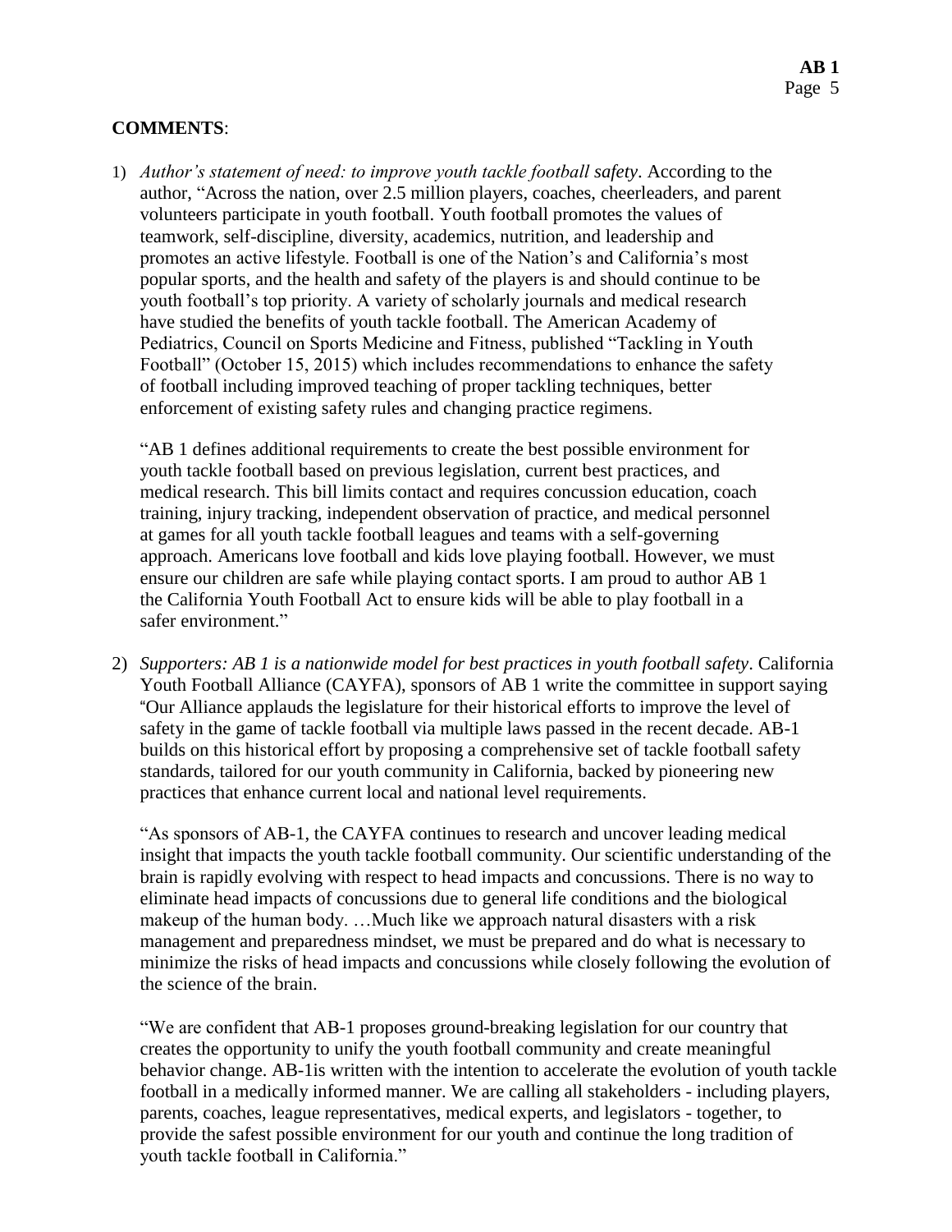**COMMENTS**:

1) *Author's statement of need: to improve youth tackle football safety*. According to the author, "Across the nation, over 2.5 million players, coaches, cheerleaders, and parent volunteers participate in youth football. Youth football promotes the values of teamwork, self-discipline, diversity, academics, nutrition, and leadership and promotes an active lifestyle. Football is one of the Nation's and California's most popular sports, and the health and safety of the players is and should continue to be youth football's top priority. A variety of scholarly journals and medical research have studied the benefits of youth tackle football. The American Academy of Pediatrics, Council on Sports Medicine and Fitness, published "Tackling in Youth Football" (October 15, 2015) which includes recommendations to enhance the safety of football including improved teaching of proper tackling techniques, better enforcement of existing safety rules and changing practice regimens.

   "AB 1 defines additional requirements to create the best possible environment for youth tackle football based on previous legislation, current best practices, and medical research. This bill limits contact and requires concussion education, coach training, injury tracking, independent observation of practice, and medical personnel at games for all youth tackle football leagues and teams with a self-governing approach. Americans love football and kids love playing football. However, we must ensure our children are safe while playing contact sports. I am proud to author AB 1 the California Youth Football Act to ensure kids will be able to play football in a safer environment."

2) *Supporters: AB 1 is a nationwide model for best practices in youth football safety*. California Youth Football Alliance (CAYFA), sponsors of AB 1 write the committee in support saying "Our Alliance applauds the legislature for their historical efforts to improve the level of safety in the game of tackle football via multiple laws passed in the recent decade. AB-1 builds on this historical effort by proposing a comprehensive set of tackle football safety standards, tailored for our youth community in California, backed by pioneering new practices that enhance current local and national level requirements.

   "As sponsors of AB-1, the CAYFA continues to research and uncover leading medical insight that impacts the youth tackle football community. Our scientific understanding of the brain is rapidly evolving with respect to head impacts and concussions. There is no way to eliminate head impacts of concussions due to general life conditions and the biological makeup of the human body. …Much like we approach natural disasters with a risk management and preparedness mindset, we must be prepared and do what is necessary to minimize the risks of head impacts and concussions while closely following the evolution of the science of the brain.

   "We are confident that AB-1 proposes ground-breaking legislation for our country that creates the opportunity to unify the youth football community and create meaningful behavior change. AB-1is written with the intention to accelerate the evolution of youth tackle football in a medically informed manner. We are calling all stakeholders - including players, parents, coaches, league representatives, medical experts, and legislators - together, to provide the safest possible environment for our youth and continue the long tradition of youth tackle football in California."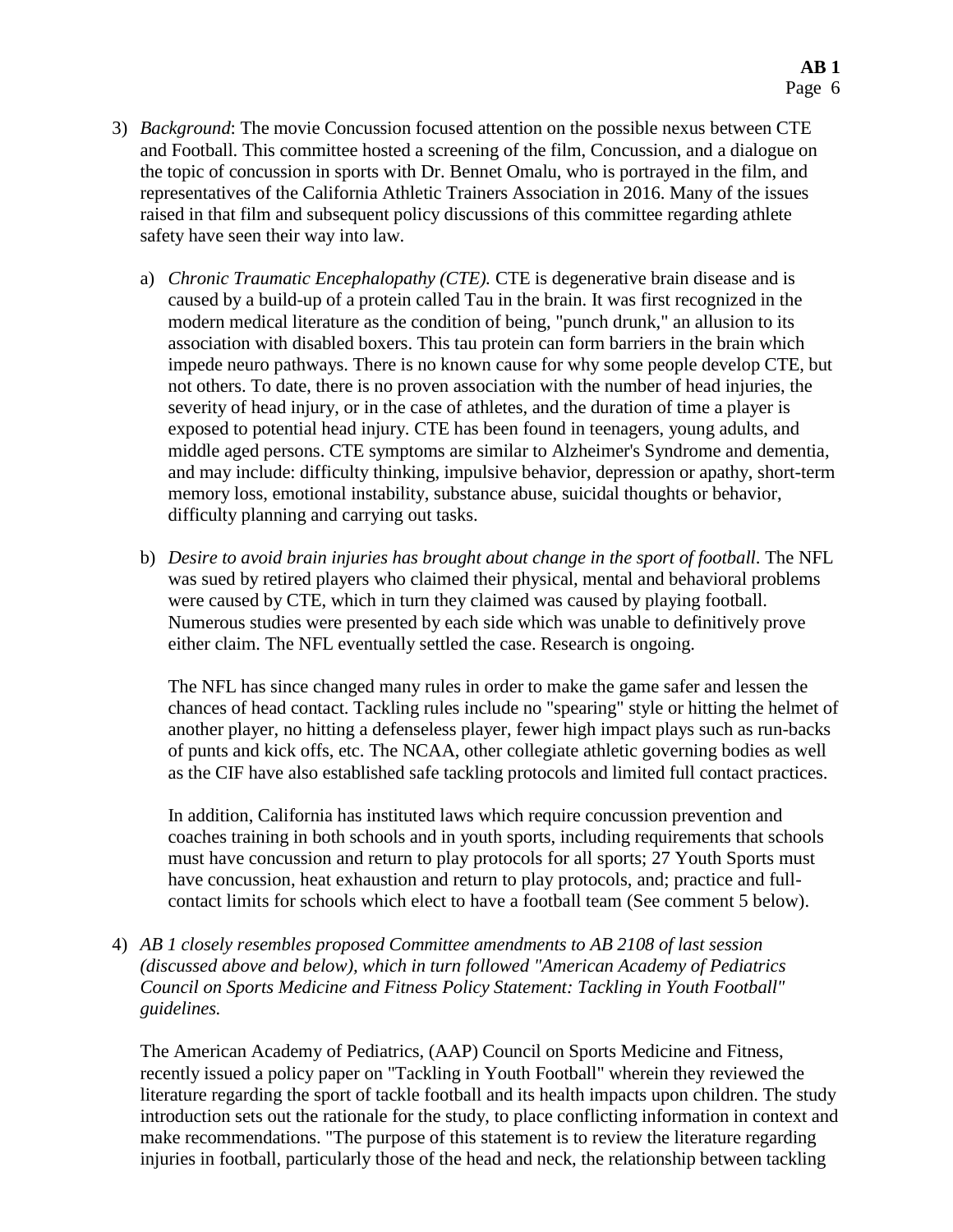3) *Background*: The movie Concussion focused attention on the possible nexus between CTE and Football. This committee hosted a screening of the film, Concussion, and a dialogue on the topic of concussion in sports with Dr. Bennet Omalu, who is portrayed in the film, and representatives of the California Athletic Trainers Association in 2016. Many of the issues raised in that film and subsequent policy discussions of this committee regarding athlete safety have seen their way into law.

   a) *Chronic Traumatic Encephalopathy (CTE).* CTE is degenerative brain disease and is caused by a build-up of a protein called Tau in the brain. It was first recognized in the modern medical literature as the condition of being, "punch drunk," an allusion to its association with disabled boxers. This tau protein can form barriers in the brain which impede neuro pathways. There is no known cause for why some people develop CTE, but not others. To date, there is no proven association with the number of head injuries, the severity of head injury, or in the case of athletes, and the duration of time a player is exposed to potential head injury. CTE has been found in teenagers, young adults, and middle aged persons. CTE symptoms are similar to Alzheimer's Syndrome and dementia, and may include: difficulty thinking, impulsive behavior, depression or apathy, short-term memory loss, emotional instability, substance abuse, suicidal thoughts or behavior, difficulty planning and carrying out tasks.

   b) *Desire to avoid brain injuries has brought about change in the sport of football*. The NFL was sued by retired players who claimed their physical, mental and behavioral problems were caused by CTE, which in turn they claimed was caused by playing football. Numerous studies were presented by each side which was unable to definitively prove either claim. The NFL eventually settled the case. Research is ongoing.

      The NFL has since changed many rules in order to make the game safer and lessen the chances of head contact. Tackling rules include no "spearing" style or hitting the helmet of another player, no hitting a defenseless player, fewer high impact plays such as run-backs of punts and kick offs, etc. The NCAA, other collegiate athletic governing bodies as well as the CIF have also established safe tackling protocols and limited full contact practices.

      In addition, California has instituted laws which require concussion prevention and coaches training in both schools and in youth sports, including requirements that schools must have concussion and return to play protocols for all sports; 27 Youth Sports must have concussion, heat exhaustion and return to play protocols, and; practice and full-contact limits for schools which elect to have a football team (See comment 5 below).

4) *AB 1 closely resembles proposed Committee amendments to AB 2108 of last session (discussed above and below), which in turn followed "American Academy of Pediatrics Council on Sports Medicine and Fitness Policy Statement: Tackling in Youth Football" guidelines.*

   The American Academy of Pediatrics, (AAP) Council on Sports Medicine and Fitness, recently issued a policy paper on "Tackling in Youth Football" wherein they reviewed the literature regarding the sport of tackle football and its health impacts upon children. The study introduction sets out the rationale for the study, to place conflicting information in context and make recommendations. "The purpose of this statement is to review the literature regarding injuries in football, particularly those of the head and neck, the relationship between tackling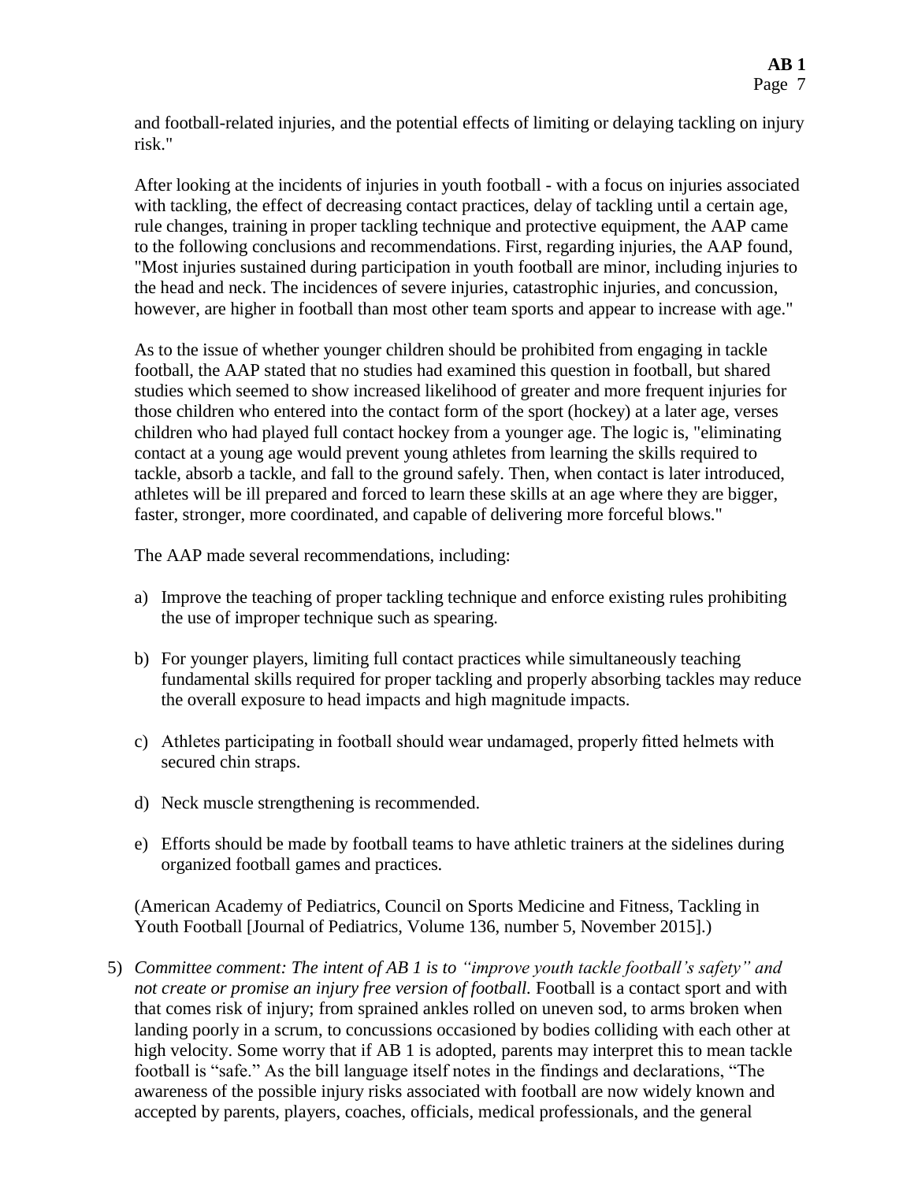and football-related injuries, and the potential effects of limiting or delaying tackling on injury risk."

After looking at the incidents of injuries in youth football - with a focus on injuries associated with tackling, the effect of decreasing contact practices, delay of tackling until a certain age, rule changes, training in proper tackling technique and protective equipment, the AAP came to the following conclusions and recommendations. First, regarding injuries, the AAP found, "Most injuries sustained during participation in youth football are minor, including injuries to the head and neck. The incidences of severe injuries, catastrophic injuries, and concussion, however, are higher in football than most other team sports and appear to increase with age."

As to the issue of whether younger children should be prohibited from engaging in tackle football, the AAP stated that no studies had examined this question in football, but shared studies which seemed to show increased likelihood of greater and more frequent injuries for those children who entered into the contact form of the sport (hockey) at a later age, verses children who had played full contact hockey from a younger age. The logic is, "eliminating contact at a young age would prevent young athletes from learning the skills required to tackle, absorb a tackle, and fall to the ground safely. Then, when contact is later introduced, athletes will be ill prepared and forced to learn these skills at an age where they are bigger, faster, stronger, more coordinated, and capable of delivering more forceful blows."

The AAP made several recommendations, including:

a) Improve the teaching of proper tackling technique and enforce existing rules prohibiting the use of improper technique such as spearing.

b) For younger players, limiting full contact practices while simultaneously teaching fundamental skills required for proper tackling and properly absorbing tackles may reduce the overall exposure to head impacts and high magnitude impacts.

c) Athletes participating in football should wear undamaged, properly fitted helmets with secured chin straps.

d) Neck muscle strengthening is recommended.

e) Efforts should be made by football teams to have athletic trainers at the sidelines during organized football games and practices.

(American Academy of Pediatrics, Council on Sports Medicine and Fitness, Tackling in Youth Football [Journal of Pediatrics, Volume 136, number 5, November 2015].)

5) *Committee comment: The intent of AB 1 is to "improve youth tackle football's safety" and not create or promise an injury free version of football.* Football is a contact sport and with that comes risk of injury; from sprained ankles rolled on uneven sod, to arms broken when landing poorly in a scrum, to concussions occasioned by bodies colliding with each other at high velocity. Some worry that if AB 1 is adopted, parents may interpret this to mean tackle football is "safe." As the bill language itself notes in the findings and declarations, "The awareness of the possible injury risks associated with football are now widely known and accepted by parents, players, coaches, officials, medical professionals, and the general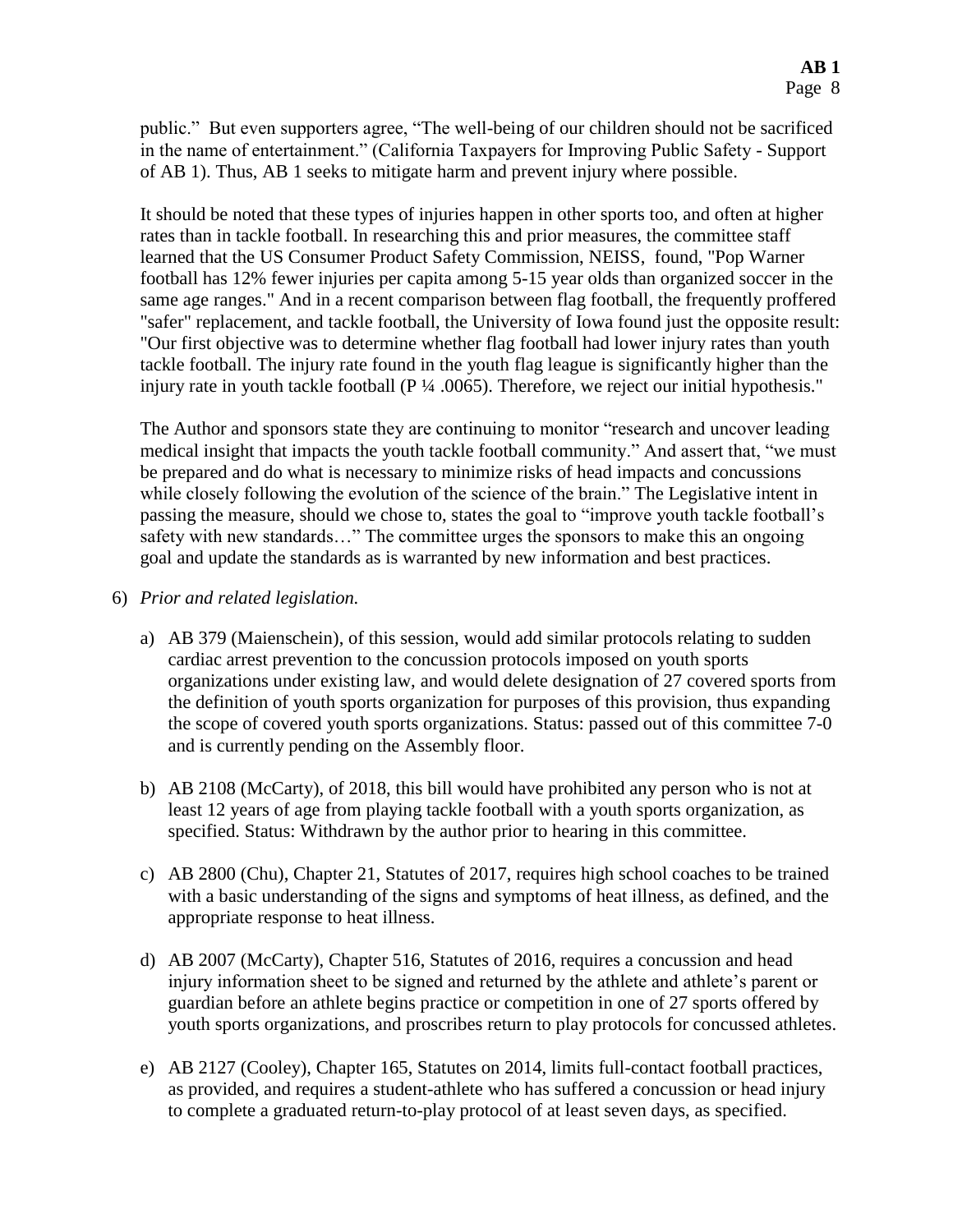public." But even supporters agree, "The well-being of our children should not be sacrificed in the name of entertainment." (California Taxpayers for Improving Public Safety - Support of AB 1). Thus, AB 1 seeks to mitigate harm and prevent injury where possible.

It should be noted that these types of injuries happen in other sports too, and often at higher rates than in tackle football. In researching this and prior measures, the committee staff learned that the US Consumer Product Safety Commission, NEISS, found, "Pop Warner football has 12% fewer injuries per capita among 5-15 year olds than organized soccer in the same age ranges." And in a recent comparison between flag football, the frequently proffered "safer" replacement, and tackle football, the University of Iowa found just the opposite result: "Our first objective was to determine whether flag football had lower injury rates than youth tackle football. The injury rate found in the youth flag league is significantly higher than the injury rate in youth tackle football (P ¼ .0065). Therefore, we reject our initial hypothesis."

The Author and sponsors state they are continuing to monitor "research and uncover leading medical insight that impacts the youth tackle football community." And assert that, "we must be prepared and do what is necessary to minimize risks of head impacts and concussions while closely following the evolution of the science of the brain." The Legislative intent in passing the measure, should we chose to, states the goal to "improve youth tackle football's safety with new standards…" The committee urges the sponsors to make this an ongoing goal and update the standards as is warranted by new information and best practices.

6) *Prior and related legislation.*

   a) AB 379 (Maienschein), of this session, would add similar protocols relating to sudden cardiac arrest prevention to the concussion protocols imposed on youth sports organizations under existing law, and would delete designation of 27 covered sports from the definition of youth sports organization for purposes of this provision, thus expanding the scope of covered youth sports organizations. Status: passed out of this committee 7-0 and is currently pending on the Assembly floor.

   b) AB 2108 (McCarty), of 2018, this bill would have prohibited any person who is not at least 12 years of age from playing tackle football with a youth sports organization, as specified. Status: Withdrawn by the author prior to hearing in this committee.

   c) AB 2800 (Chu), Chapter 21, Statutes of 2017, requires high school coaches to be trained with a basic understanding of the signs and symptoms of heat illness, as defined, and the appropriate response to heat illness.

   d) AB 2007 (McCarty), Chapter 516, Statutes of 2016, requires a concussion and head injury information sheet to be signed and returned by the athlete and athlete's parent or guardian before an athlete begins practice or competition in one of 27 sports offered by youth sports organizations, and proscribes return to play protocols for concussed athletes.

   e) AB 2127 (Cooley), Chapter 165, Statutes on 2014, limits full-contact football practices, as provided, and requires a student-athlete who has suffered a concussion or head injury to complete a graduated return-to-play protocol of at least seven days, as specified.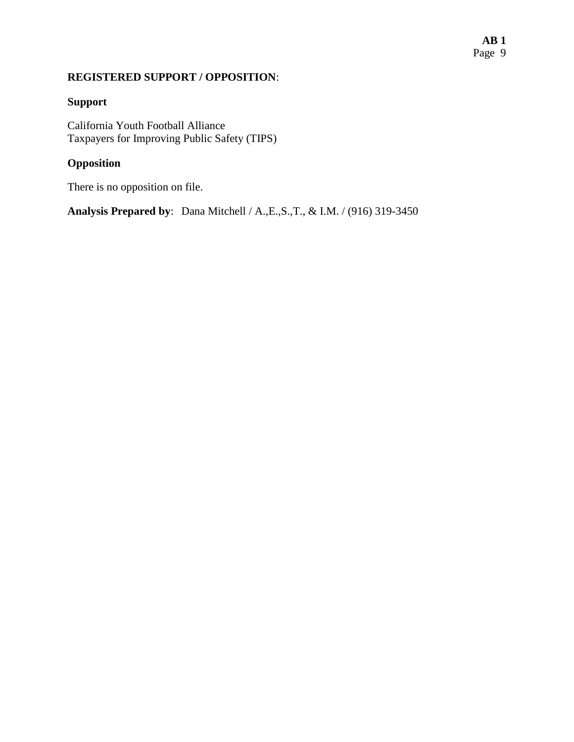**REGISTERED SUPPORT / OPPOSITION**:

**Support**

California Youth Football Alliance
Taxpayers for Improving Public Safety (TIPS)

**Opposition**

There is no opposition on file.

**Analysis Prepared by**: Dana Mitchell / A.,E.,S.,T., & I.M. / (916) 319-3450